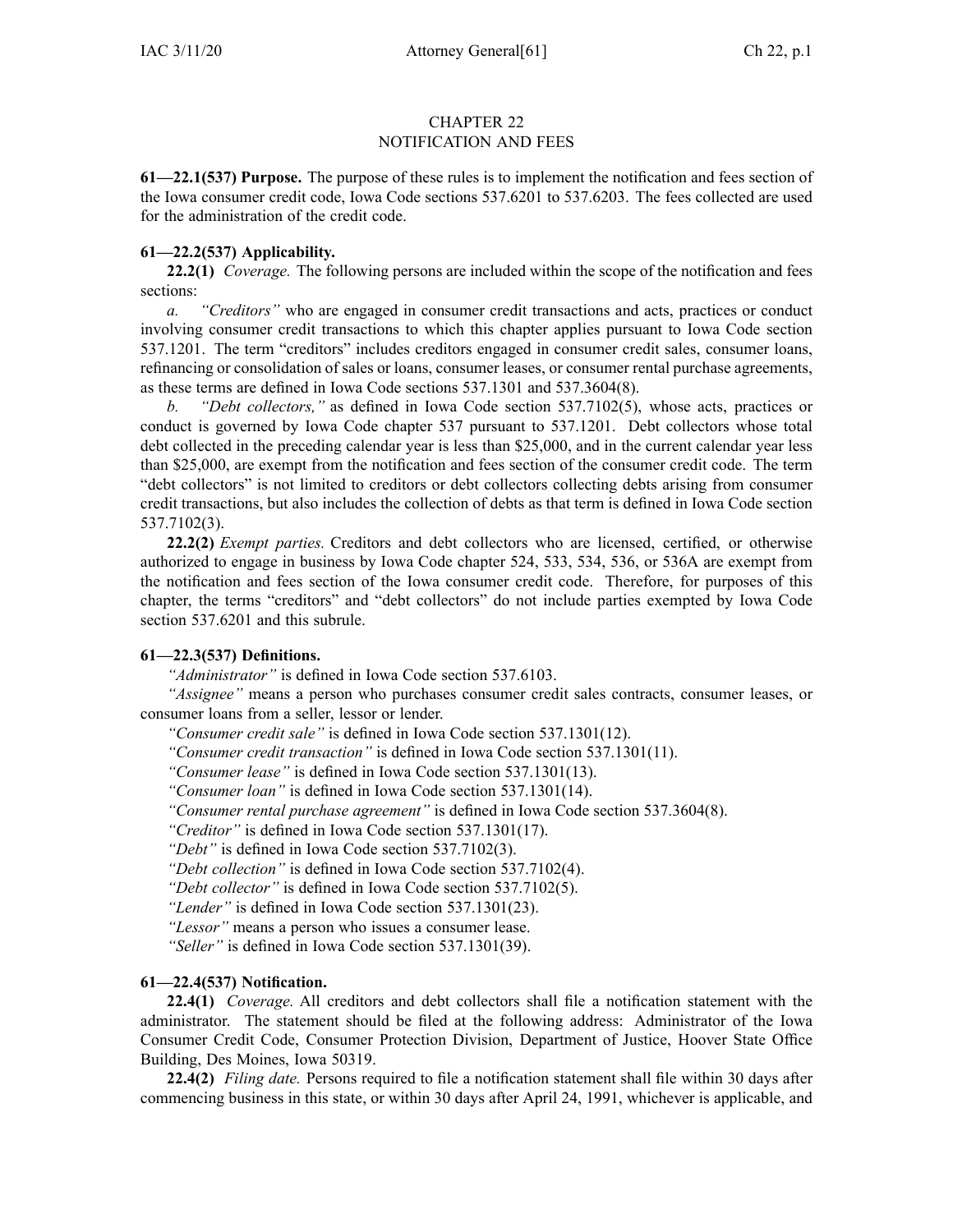# CHAPTER 22
# NOTIFICATION AND FEES

**61—22.1(537) Purpose.** The purpose of these rules is to implement the notification and fees section of the Iowa consumer credit code, Iowa Code sections 537.6201 to 537.6203. The fees collected are used for the administration of the credit code.

**61—22.2(537) Applicability.**

**22.2(1)** *Coverage.* The following persons are included within the scope of the notification and fees sections:

*a. "Creditors"* who are engaged in consumer credit transactions and acts, practices or conduct involving consumer credit transactions to which this chapter applies pursuant to Iowa Code section 537.1201. The term "creditors" includes creditors engaged in consumer credit sales, consumer loans, refinancing or consolidation of sales or loans, consumer leases, or consumer rental purchase agreements, as these terms are defined in Iowa Code sections 537.1301 and 537.3604(8).

*b. "Debt collectors,"* as defined in Iowa Code section 537.7102(5), whose acts, practices or conduct is governed by Iowa Code chapter 537 pursuant to 537.1201. Debt collectors whose total debt collected in the preceding calendar year is less than $25,000, and in the current calendar year less than $25,000, are exempt from the notification and fees section of the consumer credit code. The term "debt collectors" is not limited to creditors or debt collectors collecting debts arising from consumer credit transactions, but also includes the collection of debts as that term is defined in Iowa Code section 537.7102(3).

**22.2(2)** *Exempt parties.* Creditors and debt collectors who are licensed, certified, or otherwise authorized to engage in business by Iowa Code chapter 524, 533, 534, 536, or 536A are exempt from the notification and fees section of the Iowa consumer credit code. Therefore, for purposes of this chapter, the terms "creditors" and "debt collectors" do not include parties exempted by Iowa Code section 537.6201 and this subrule.

**61—22.3(537) Definitions.**

*"Administrator"* is defined in Iowa Code section 537.6103.

*"Assignee"* means a person who purchases consumer credit sales contracts, consumer leases, or consumer loans from a seller, lessor or lender.

*"Consumer credit sale"* is defined in Iowa Code section 537.1301(12).

*"Consumer credit transaction"* is defined in Iowa Code section 537.1301(11).

*"Consumer lease"* is defined in Iowa Code section 537.1301(13).

*"Consumer loan"* is defined in Iowa Code section 537.1301(14).

*"Consumer rental purchase agreement"* is defined in Iowa Code section 537.3604(8).

*"Creditor"* is defined in Iowa Code section 537.1301(17).

*"Debt"* is defined in Iowa Code section 537.7102(3).

*"Debt collection"* is defined in Iowa Code section 537.7102(4).

*"Debt collector"* is defined in Iowa Code section 537.7102(5).

*"Lender"* is defined in Iowa Code section 537.1301(23).

*"Lessor"* means a person who issues a consumer lease.

*"Seller"* is defined in Iowa Code section 537.1301(39).

**61—22.4(537) Notification.**

**22.4(1)** *Coverage.* All creditors and debt collectors shall file a notification statement with the administrator. The statement should be filed at the following address: Administrator of the Iowa Consumer Credit Code, Consumer Protection Division, Department of Justice, Hoover State Office Building, Des Moines, Iowa 50319.

**22.4(2)** *Filing date.* Persons required to file a notification statement shall file within 30 days after commencing business in this state, or within 30 days after April 24, 1991, whichever is applicable, and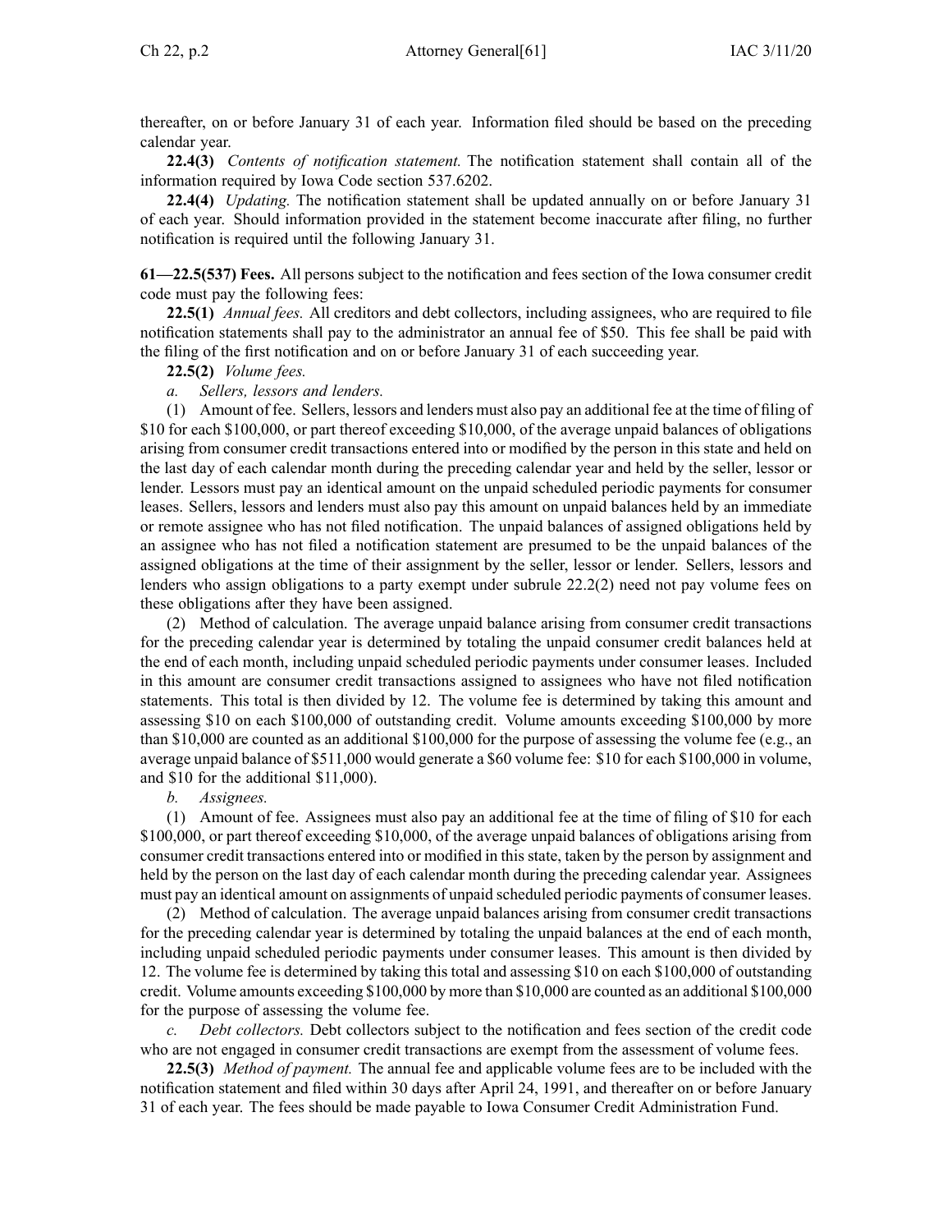thereafter, on or before January 31 of each year. Information filed should be based on the preceding calendar year.

**22.4(3)** *Contents of notification statement.* The notification statement shall contain all of the information required by Iowa Code section 537.6202.

**22.4(4)** *Updating.* The notification statement shall be updated annually on or before January 31 of each year. Should information provided in the statement become inaccurate after filing, no further notification is required until the following January 31.

**61—22.5(537) Fees.** All persons subject to the notification and fees section of the Iowa consumer credit code must pay the following fees:

**22.5(1)** *Annual fees.* All creditors and debt collectors, including assignees, who are required to file notification statements shall pay to the administrator an annual fee of $50. This fee shall be paid with the filing of the first notification and on or before January 31 of each succeeding year.

**22.5(2)** *Volume fees.*

*a. Sellers, lessors and lenders.*

(1) Amount of fee. Sellers, lessors and lenders must also pay an additional fee at the time of filing of $10 for each $100,000, or part thereof exceeding $10,000, of the average unpaid balances of obligations arising from consumer credit transactions entered into or modified by the person in this state and held on the last day of each calendar month during the preceding calendar year and held by the seller, lessor or lender. Lessors must pay an identical amount on the unpaid scheduled periodic payments for consumer leases. Sellers, lessors and lenders must also pay this amount on unpaid balances held by an immediate or remote assignee who has not filed notification. The unpaid balances of assigned obligations held by an assignee who has not filed a notification statement are presumed to be the unpaid balances of the assigned obligations at the time of their assignment by the seller, lessor or lender. Sellers, lessors and lenders who assign obligations to a party exempt under subrule 22.2(2) need not pay volume fees on these obligations after they have been assigned.

(2) Method of calculation. The average unpaid balance arising from consumer credit transactions for the preceding calendar year is determined by totaling the unpaid consumer credit balances held at the end of each month, including unpaid scheduled periodic payments under consumer leases. Included in this amount are consumer credit transactions assigned to assignees who have not filed notification statements. This total is then divided by 12. The volume fee is determined by taking this amount and assessing $10 on each $100,000 of outstanding credit. Volume amounts exceeding $100,000 by more than $10,000 are counted as an additional $100,000 for the purpose of assessing the volume fee (e.g., an average unpaid balance of $511,000 would generate a $60 volume fee: $10 for each $100,000 in volume, and $10 for the additional $11,000).

*b. Assignees.*

(1) Amount of fee. Assignees must also pay an additional fee at the time of filing of $10 for each $100,000, or part thereof exceeding $10,000, of the average unpaid balances of obligations arising from consumer credit transactions entered into or modified in this state, taken by the person by assignment and held by the person on the last day of each calendar month during the preceding calendar year. Assignees must pay an identical amount on assignments of unpaid scheduled periodic payments of consumer leases.

(2) Method of calculation. The average unpaid balances arising from consumer credit transactions for the preceding calendar year is determined by totaling the unpaid balances at the end of each month, including unpaid scheduled periodic payments under consumer leases. This amount is then divided by 12. The volume fee is determined by taking this total and assessing $10 on each $100,000 of outstanding credit. Volume amounts exceeding $100,000 by more than $10,000 are counted as an additional $100,000 for the purpose of assessing the volume fee.

*c. Debt collectors.* Debt collectors subject to the notification and fees section of the credit code who are not engaged in consumer credit transactions are exempt from the assessment of volume fees.

**22.5(3)** *Method of payment.* The annual fee and applicable volume fees are to be included with the notification statement and filed within 30 days after April 24, 1991, and thereafter on or before January 31 of each year. The fees should be made payable to Iowa Consumer Credit Administration Fund.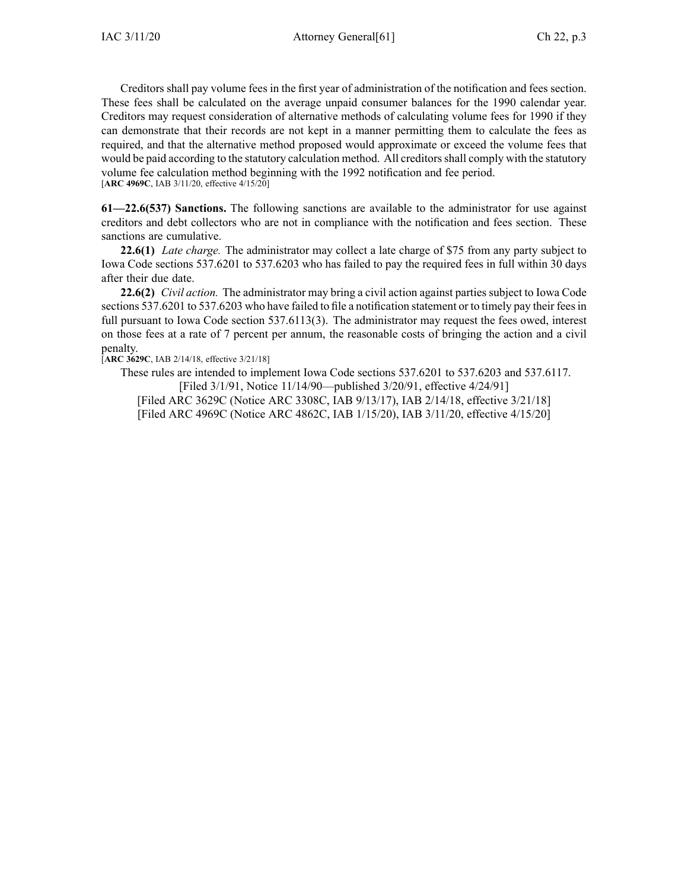Creditors shall pay volume fees in the first year of administration of the notification and fees section. These fees shall be calculated on the average unpaid consumer balances for the 1990 calendar year. Creditors may request consideration of alternative methods of calculating volume fees for 1990 if they can demonstrate that their records are not kept in a manner permitting them to calculate the fees as required, and that the alternative method proposed would approximate or exceed the volume fees that would be paid according to the statutory calculation method. All creditors shall comply with the statutory volume fee calculation method beginning with the 1992 notification and fee period.
[**ARC 4969C**, IAB 3/11/20, effective 4/15/20]

**61—22.6(537) Sanctions.** The following sanctions are available to the administrator for use against creditors and debt collectors who are not in compliance with the notification and fees section. These sanctions are cumulative.

**22.6(1)** *Late charge.* The administrator may collect a late charge of $75 from any party subject to Iowa Code sections 537.6201 to 537.6203 who has failed to pay the required fees in full within 30 days after their due date.

**22.6(2)** *Civil action.* The administrator may bring a civil action against parties subject to Iowa Code sections 537.6201 to 537.6203 who have failed to file a notification statement or to timely pay their fees in full pursuant to Iowa Code section 537.6113(3). The administrator may request the fees owed, interest on those fees at a rate of 7 percent per annum, the reasonable costs of bringing the action and a civil penalty.
[**ARC 3629C**, IAB 2/14/18, effective 3/21/18]

These rules are intended to implement Iowa Code sections 537.6201 to 537.6203 and 537.6117.

[Filed 3/1/91, Notice 11/14/90—published 3/20/91, effective 4/24/91]
[Filed ARC 3629C (Notice ARC 3308C, IAB 9/13/17), IAB 2/14/18, effective 3/21/18]
[Filed ARC 4969C (Notice ARC 4862C, IAB 1/15/20), IAB 3/11/20, effective 4/15/20]